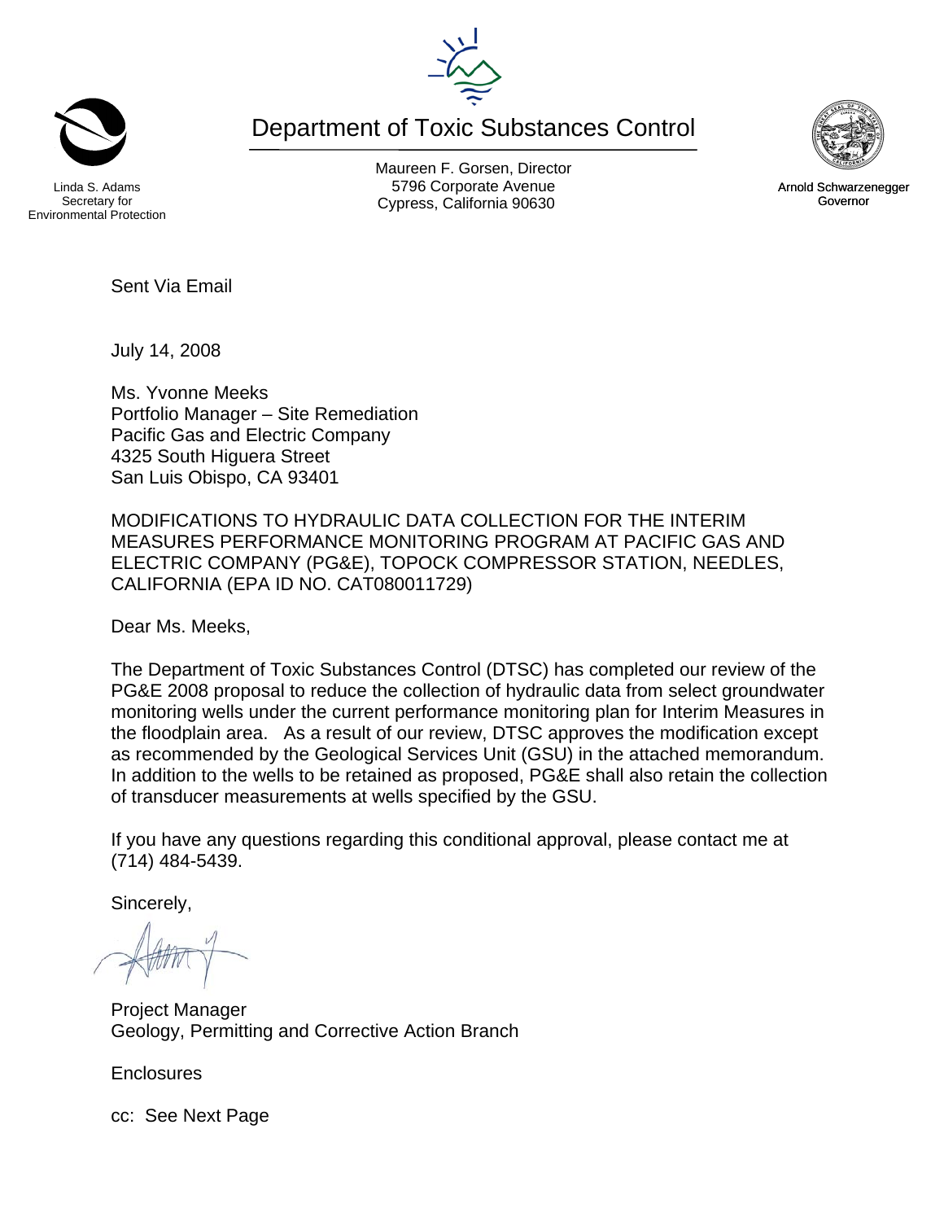Linda S. Adams
Secretary for
Environmental Protection

# Department of Toxic Substances Control

Maureen F. Gorsen, Director
5796 Corporate Avenue
Cypress, California 90630

Arnold Schwarzenegger
Governor

Sent Via Email

July 14, 2008

Ms. Yvonne Meeks
Portfolio Manager – Site Remediation
Pacific Gas and Electric Company
4325 South Higuera Street
San Luis Obispo, CA 93401

MODIFICATIONS TO HYDRAULIC DATA COLLECTION FOR THE INTERIM MEASURES PERFORMANCE MONITORING PROGRAM AT PACIFIC GAS AND ELECTRIC COMPANY (PG&E), TOPOCK COMPRESSOR STATION, NEEDLES, CALIFORNIA (EPA ID NO. CAT080011729)

Dear Ms. Meeks,

The Department of Toxic Substances Control (DTSC) has completed our review of the PG&E 2008 proposal to reduce the collection of hydraulic data from select groundwater monitoring wells under the current performance monitoring plan for Interim Measures in the floodplain area. As a result of our review, DTSC approves the modification except as recommended by the Geological Services Unit (GSU) in the attached memorandum. In addition to the wells to be retained as proposed, PG&E shall also retain the collection of transducer measurements at wells specified by the GSU.

If you have any questions regarding this conditional approval, please contact me at (714) 484-5439.

Sincerely,

Project Manager
Geology, Permitting and Corrective Action Branch

Enclosures

cc: See Next Page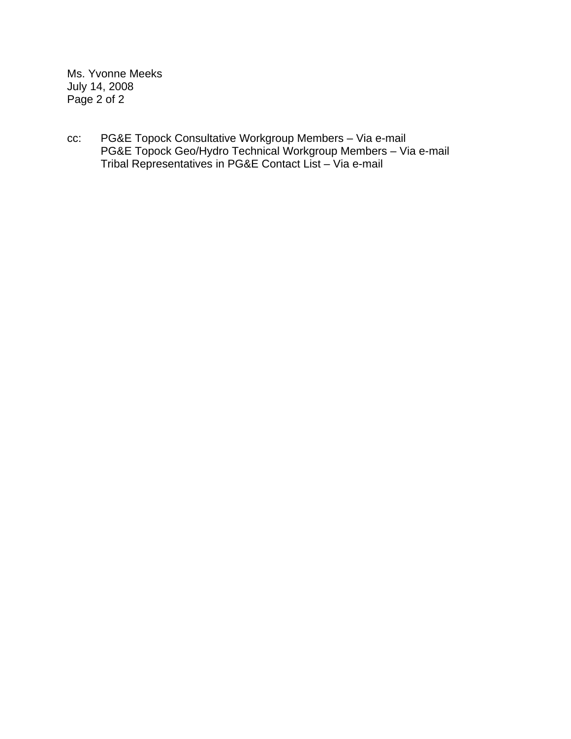cc: PG&E Topock Consultative Workgroup Members – Via e-mail
PG&E Topock Geo/Hydro Technical Workgroup Members – Via e-mail
Tribal Representatives in PG&E Contact List – Via e-mail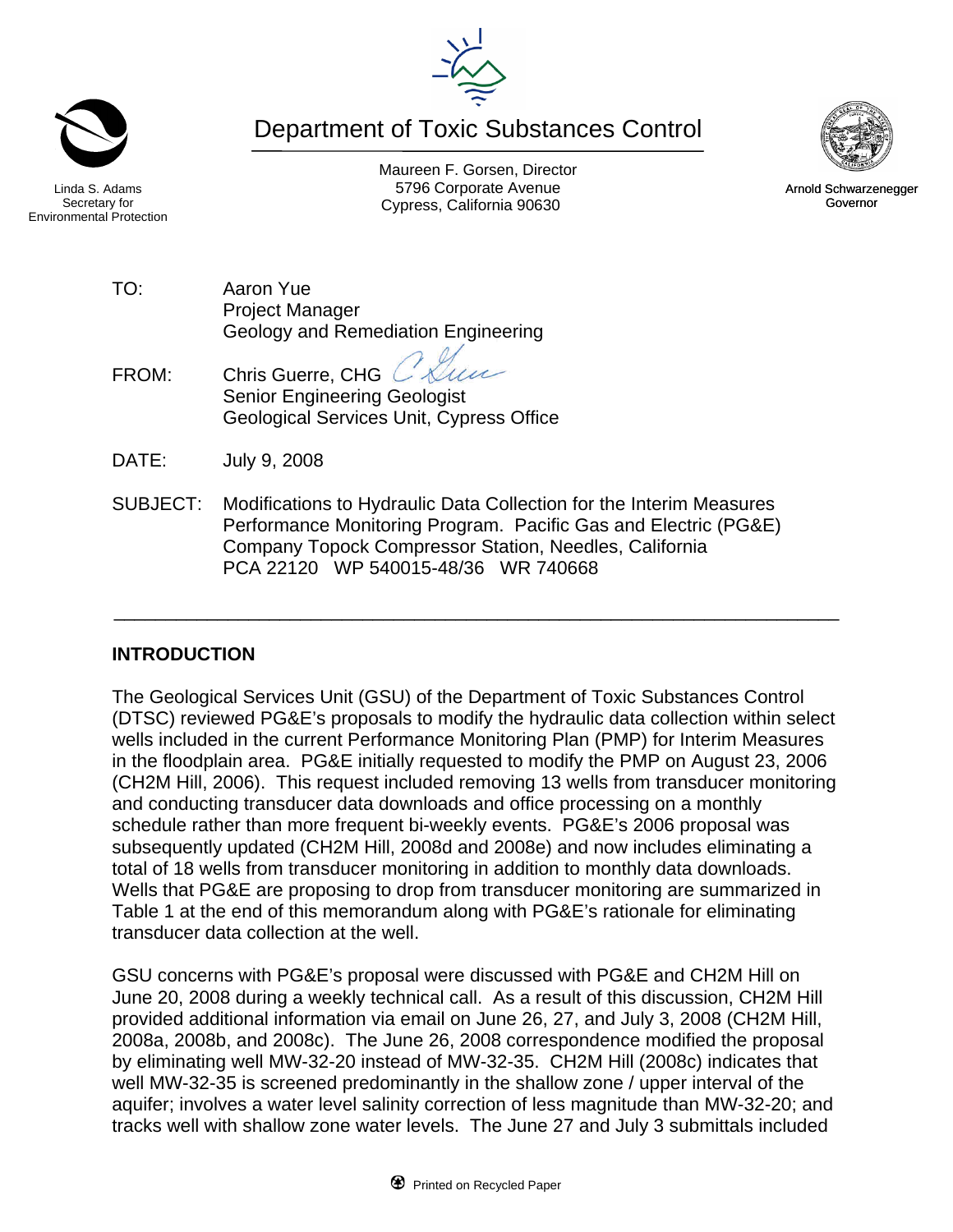Department of Toxic Substances Control

Maureen F. Gorsen, Director
5796 Corporate Avenue
Cypress, California 90630

Linda S. Adams
Secretary for
Environmental Protection

Arnold Schwarzenegger
Governor

TO: Aaron Yue
Project Manager
Geology and Remediation Engineering

FROM: Chris Guerre, CHG
Senior Engineering Geologist
Geological Services Unit, Cypress Office

DATE: July 9, 2008

SUBJECT: Modifications to Hydraulic Data Collection for the Interim Measures Performance Monitoring Program. Pacific Gas and Electric (PG&E) Company Topock Compressor Station, Needles, California
PCA 22120 WP 540015-48/36 WR 740668

---

## INTRODUCTION

The Geological Services Unit (GSU) of the Department of Toxic Substances Control (DTSC) reviewed PG&E's proposals to modify the hydraulic data collection within select wells included in the current Performance Monitoring Plan (PMP) for Interim Measures in the floodplain area. PG&E initially requested to modify the PMP on August 23, 2006 (CH2M Hill, 2006). This request included removing 13 wells from transducer monitoring and conducting transducer data downloads and office processing on a monthly schedule rather than more frequent bi-weekly events. PG&E's 2006 proposal was subsequently updated (CH2M Hill, 2008d and 2008e) and now includes eliminating a total of 18 wells from transducer monitoring in addition to monthly data downloads. Wells that PG&E are proposing to drop from transducer monitoring are summarized in Table 1 at the end of this memorandum along with PG&E's rationale for eliminating transducer data collection at the well.

GSU concerns with PG&E's proposal were discussed with PG&E and CH2M Hill on June 20, 2008 during a weekly technical call. As a result of this discussion, CH2M Hill provided additional information via email on June 26, 27, and July 3, 2008 (CH2M Hill, 2008a, 2008b, and 2008c). The June 26, 2008 correspondence modified the proposal by eliminating well MW-32-20 instead of MW-32-35. CH2M Hill (2008c) indicates that well MW-32-35 is screened predominantly in the shallow zone / upper interval of the aquifer; involves a water level salinity correction of less magnitude than MW-32-20; and tracks well with shallow zone water levels. The June 27 and July 3 submittals included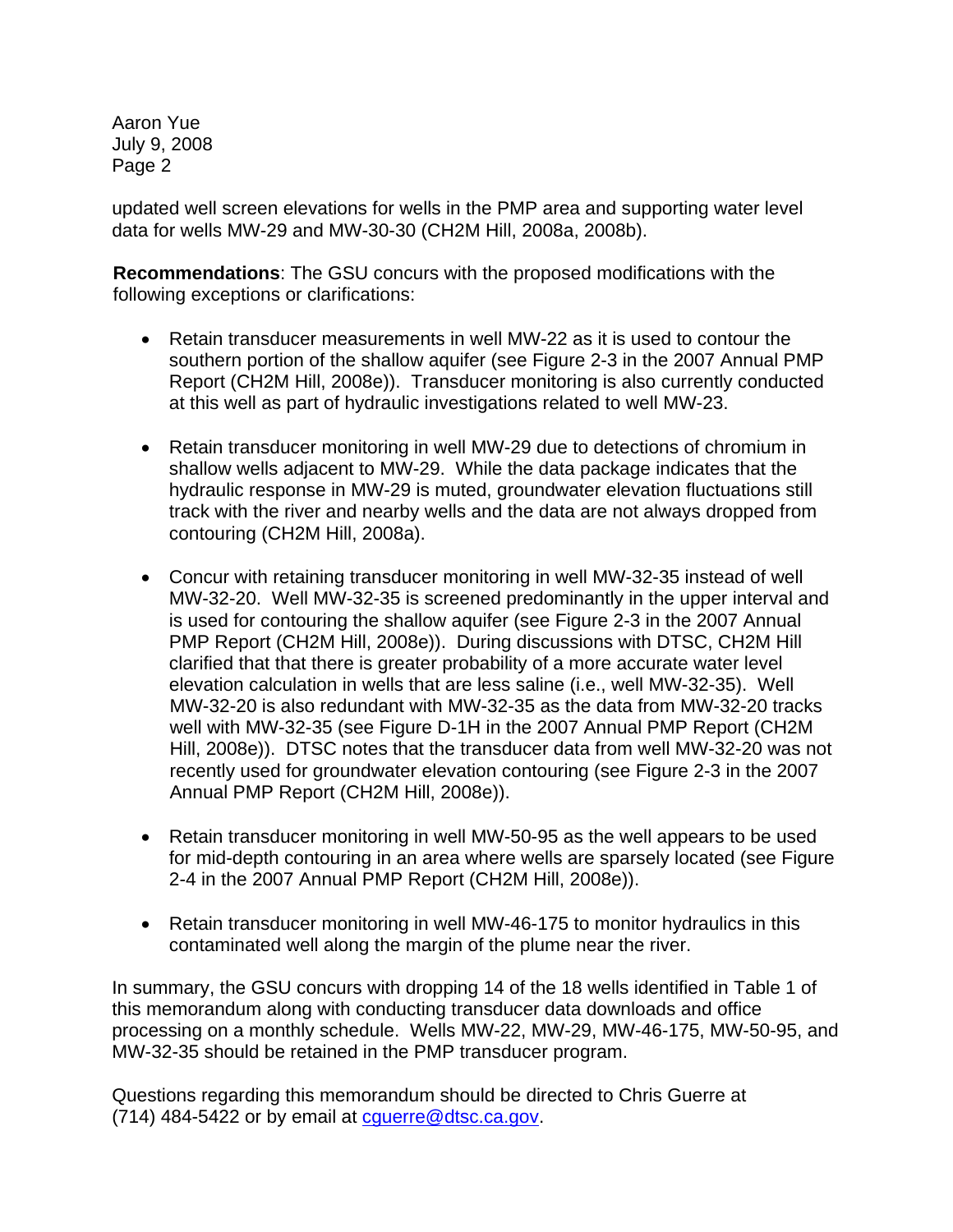updated well screen elevations for wells in the PMP area and supporting water level data for wells MW-29 and MW-30-30 (CH2M Hill, 2008a, 2008b).

**Recommendations**: The GSU concurs with the proposed modifications with the following exceptions or clarifications:

- Retain transducer measurements in well MW-22 as it is used to contour the southern portion of the shallow aquifer (see Figure 2-3 in the 2007 Annual PMP Report (CH2M Hill, 2008e)). Transducer monitoring is also currently conducted at this well as part of hydraulic investigations related to well MW-23.

- Retain transducer monitoring in well MW-29 due to detections of chromium in shallow wells adjacent to MW-29. While the data package indicates that the hydraulic response in MW-29 is muted, groundwater elevation fluctuations still track with the river and nearby wells and the data are not always dropped from contouring (CH2M Hill, 2008a).

- Concur with retaining transducer monitoring in well MW-32-35 instead of well MW-32-20. Well MW-32-35 is screened predominantly in the upper interval and is used for contouring the shallow aquifer (see Figure 2-3 in the 2007 Annual PMP Report (CH2M Hill, 2008e)). During discussions with DTSC, CH2M Hill clarified that that there is greater probability of a more accurate water level elevation calculation in wells that are less saline (i.e., well MW-32-35). Well MW-32-20 is also redundant with MW-32-35 as the data from MW-32-20 tracks well with MW-32-35 (see Figure D-1H in the 2007 Annual PMP Report (CH2M Hill, 2008e)). DTSC notes that the transducer data from well MW-32-20 was not recently used for groundwater elevation contouring (see Figure 2-3 in the 2007 Annual PMP Report (CH2M Hill, 2008e)).

- Retain transducer monitoring in well MW-50-95 as the well appears to be used for mid-depth contouring in an area where wells are sparsely located (see Figure 2-4 in the 2007 Annual PMP Report (CH2M Hill, 2008e)).

- Retain transducer monitoring in well MW-46-175 to monitor hydraulics in this contaminated well along the margin of the plume near the river.

In summary, the GSU concurs with dropping 14 of the 18 wells identified in Table 1 of this memorandum along with conducting transducer data downloads and office processing on a monthly schedule. Wells MW-22, MW-29, MW-46-175, MW-50-95, and MW-32-35 should be retained in the PMP transducer program.

Questions regarding this memorandum should be directed to Chris Guerre at (714) 484-5422 or by email at cguerre@dtsc.ca.gov.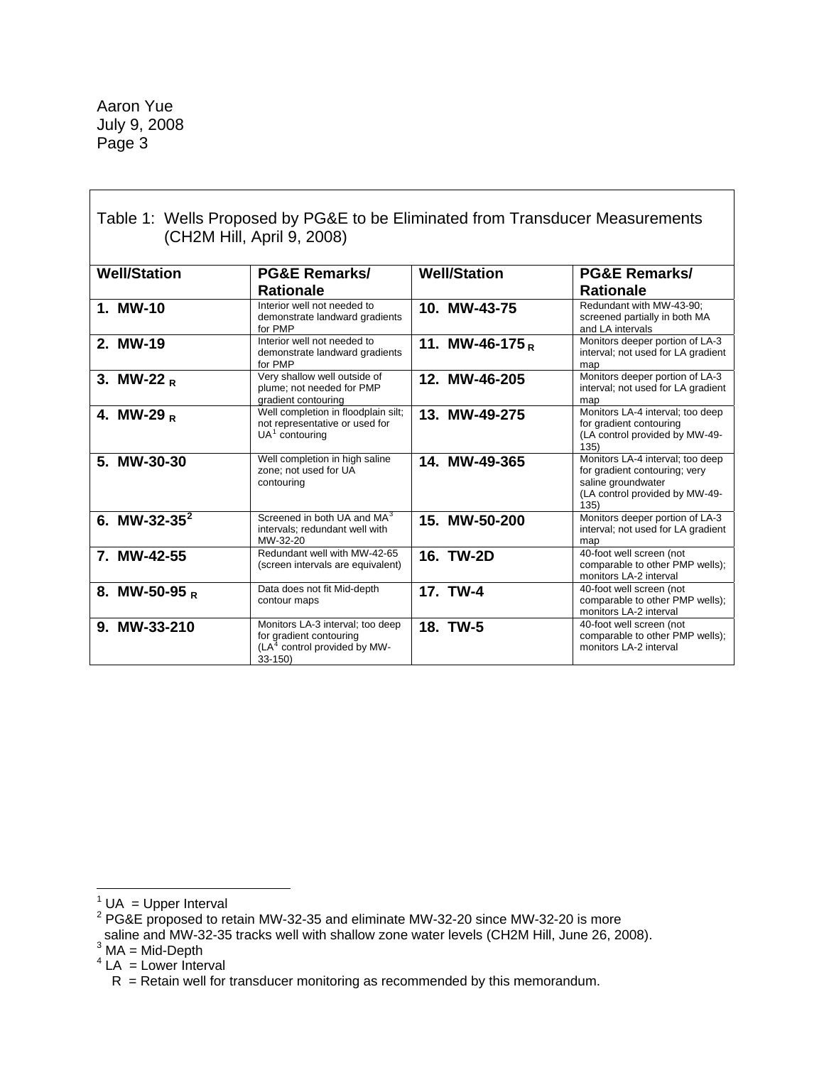Table 1: Wells Proposed by PG&E to be Eliminated from Transducer Measurements (CH2M Hill, April 9, 2008)

| Well/Station | PG&E Remarks/ Rationale | Well/Station | PG&E Remarks/ Rationale |
|---|---|---|---|
| **1. MW-10** | Interior well not needed to demonstrate landward gradients for PMP | **10. MW-43-75** | Redundant with MW-43-90; screened partially in both MA and LA intervals |
| **2. MW-19** | Interior well not needed to demonstrate landward gradients for PMP | **11. MW-46-175 $_R$** | Monitors deeper portion of LA-3 interval; not used for LA gradient map |
| **3. MW-22 $_R$** | Very shallow well outside of plume; not needed for PMP gradient contouring | **12. MW-46-205** | Monitors deeper portion of LA-3 interval; not used for LA gradient map |
| **4. MW-29 $_R$** | Well completion in floodplain silt; not representative or used for UA[1] contouring | **13. MW-49-275** | Monitors LA-4 interval; too deep for gradient contouring (LA control provided by MW-49-135) |
| **5. MW-30-30** | Well completion in high saline zone; not used for UA contouring | **14. MW-49-365** | Monitors LA-4 interval; too deep for gradient contouring; very saline groundwater (LA control provided by MW-49-135) |
| **6. MW-32-35[2]** | Screened in both UA and MA[3] intervals; redundant well with MW-32-20 | **15. MW-50-200** | Monitors deeper portion of LA-3 interval; not used for LA gradient map |
| **7. MW-42-55** | Redundant well with MW-42-65 (screen intervals are equivalent) | **16. TW-2D** | 40-foot well screen (not comparable to other PMP wells); monitors LA-2 interval |
| **8. MW-50-95 $_R$** | Data does not fit Mid-depth contour maps | **17. TW-4** | 40-foot well screen (not comparable to other PMP wells); monitors LA-2 interval |
| **9. MW-33-210** | Monitors LA-3 interval; too deep for gradient contouring (LA[4] control provided by MW-33-150) | **18. TW-5** | 40-foot well screen (not comparable to other PMP wells); monitors LA-2 interval |

---

[1] UA = Upper Interval

[2] PG&E proposed to retain MW-32-35 and eliminate MW-32-20 since MW-32-20 is more saline and MW-32-35 tracks well with shallow zone water levels (CH2M Hill, June 26, 2008).

[3] MA = Mid-Depth

[4] LA = Lower Interval

R = Retain well for transducer monitoring as recommended by this memorandum.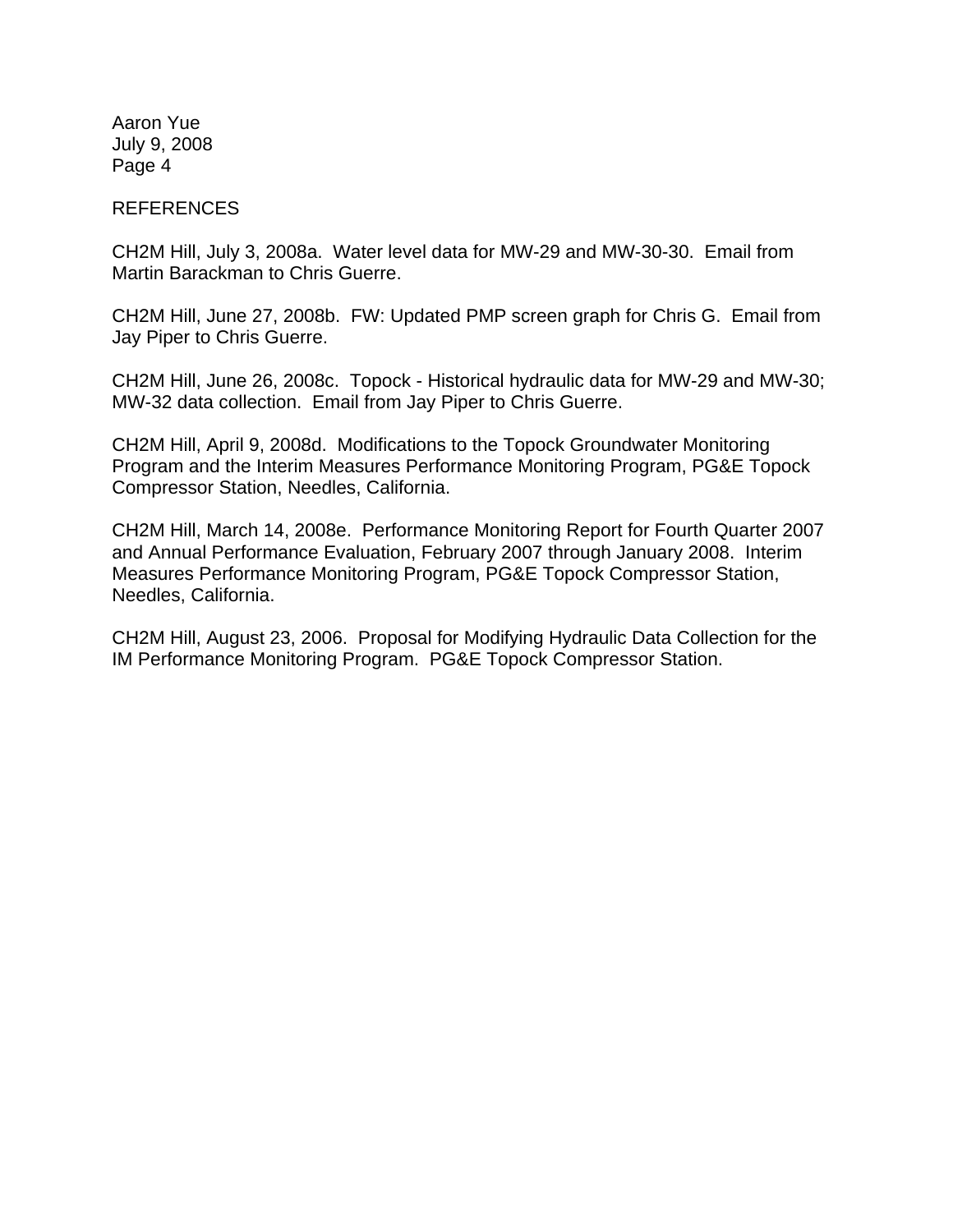## REFERENCES

CH2M Hill, July 3, 2008a. Water level data for MW-29 and MW-30-30. Email from Martin Barackman to Chris Guerre.

CH2M Hill, June 27, 2008b. FW: Updated PMP screen graph for Chris G. Email from Jay Piper to Chris Guerre.

CH2M Hill, June 26, 2008c. Topock - Historical hydraulic data for MW-29 and MW-30; MW-32 data collection. Email from Jay Piper to Chris Guerre.

CH2M Hill, April 9, 2008d. Modifications to the Topock Groundwater Monitoring Program and the Interim Measures Performance Monitoring Program, PG&E Topock Compressor Station, Needles, California.

CH2M Hill, March 14, 2008e. Performance Monitoring Report for Fourth Quarter 2007 and Annual Performance Evaluation, February 2007 through January 2008. Interim Measures Performance Monitoring Program, PG&E Topock Compressor Station, Needles, California.

CH2M Hill, August 23, 2006. Proposal for Modifying Hydraulic Data Collection for the IM Performance Monitoring Program. PG&E Topock Compressor Station.